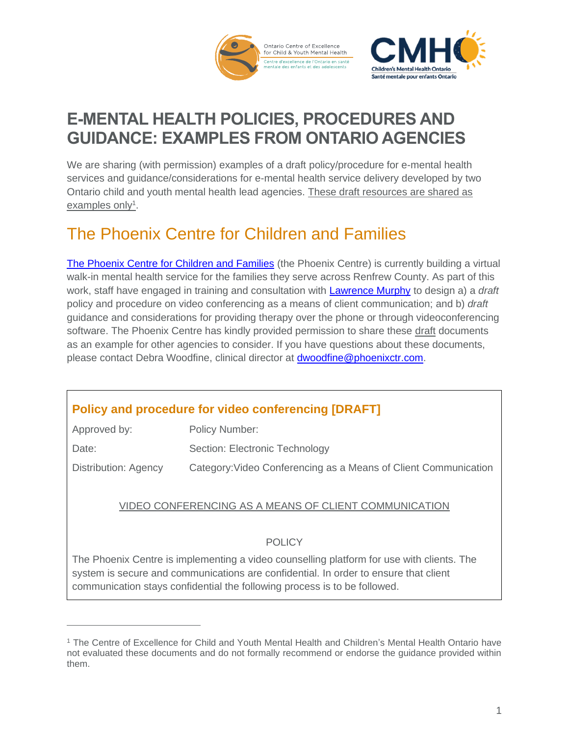# E-MENTAL HEALTH POLICIES, PROCEDURES AND GUIDANCE: EXAMPLES FROM ONTARIO AGENCIES

We are sharing (with permission) examples of a draft policy/procedure for e-mental health services and guidance/considerations for e-mental health service delivery developed by two Ontario child and youth mental health lead agencies. These draft resources are shared as examples only[1].

## The Phoenix Centre for Children and Families

The Phoenix Centre for Children and Families (the Phoenix Centre) is currently building a virtual walk-in mental health service for the families they serve across Renfrew County. As part of this work, staff have engaged in training and consultation with Lawrence Murphy to design a) a *draft* policy and procedure on video conferencing as a means of client communication; and b) *draft* guidance and considerations for providing therapy over the phone or through videoconferencing software. The Phoenix Centre has kindly provided permission to share these draft documents as an example for other agencies to consider. If you have questions about these documents, please contact Debra Woodfine, clinical director at dwoodfine@phoenixctr.com.

### Policy and procedure for video conferencing [DRAFT]

| | |
|---|---|
| Approved by: | Policy Number: |
| Date: | Section: Electronic Technology |
| Distribution: Agency | Category:Video Conferencing as a Means of Client Communication |

VIDEO CONFERENCING AS A MEANS OF CLIENT COMMUNICATION

POLICY

The Phoenix Centre is implementing a video counselling platform for use with clients. The system is secure and communications are confidential. In order to ensure that client communication stays confidential the following process is to be followed.

[1] The Centre of Excellence for Child and Youth Mental Health and Children's Mental Health Ontario have not evaluated these documents and do not formally recommend or endorse the guidance provided within them.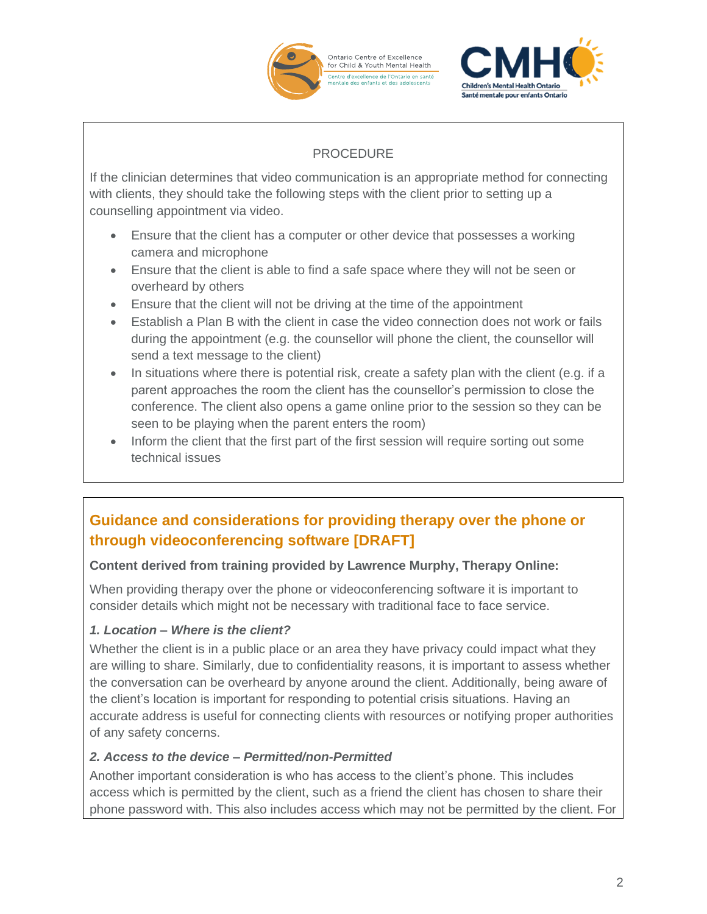### PROCEDURE

If the clinician determines that video communication is an appropriate method for connecting with clients, they should take the following steps with the client prior to setting up a counselling appointment via video.

- Ensure that the client has a computer or other device that possesses a working camera and microphone
- Ensure that the client is able to find a safe space where they will not be seen or overheard by others
- Ensure that the client will not be driving at the time of the appointment
- Establish a Plan B with the client in case the video connection does not work or fails during the appointment (e.g. the counsellor will phone the client, the counsellor will send a text message to the client)
- In situations where there is potential risk, create a safety plan with the client (e.g. if a parent approaches the room the client has the counsellor's permission to close the conference. The client also opens a game online prior to the session so they can be seen to be playing when the parent enters the room)
- Inform the client that the first part of the first session will require sorting out some technical issues

## Guidance and considerations for providing therapy over the phone or through videoconferencing software [DRAFT]

**Content derived from training provided by Lawrence Murphy, Therapy Online:**

When providing therapy over the phone or videoconferencing software it is important to consider details which might not be necessary with traditional face to face service.

***1. Location – Where is the client?***

Whether the client is in a public place or an area they have privacy could impact what they are willing to share. Similarly, due to confidentiality reasons, it is important to assess whether the conversation can be overheard by anyone around the client. Additionally, being aware of the client's location is important for responding to potential crisis situations. Having an accurate address is useful for connecting clients with resources or notifying proper authorities of any safety concerns.

***2. Access to the device – Permitted/non-Permitted***

Another important consideration is who has access to the client's phone. This includes access which is permitted by the client, such as a friend the client has chosen to share their phone password with. This also includes access which may not be permitted by the client. For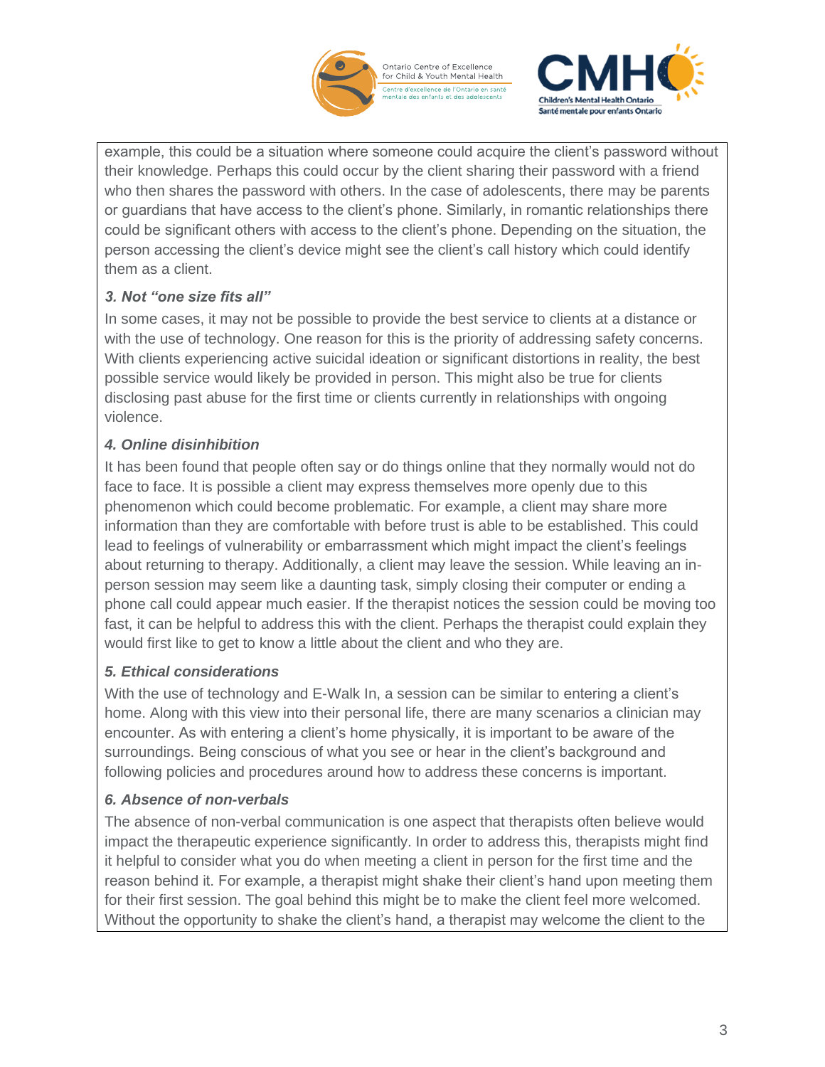example, this could be a situation where someone could acquire the client's password without their knowledge. Perhaps this could occur by the client sharing their password with a friend who then shares the password with others. In the case of adolescents, there may be parents or guardians that have access to the client's phone. Similarly, in romantic relationships there could be significant others with access to the client's phone. Depending on the situation, the person accessing the client's device might see the client's call history which could identify them as a client.

### *3. Not "one size fits all"*

In some cases, it may not be possible to provide the best service to clients at a distance or with the use of technology. One reason for this is the priority of addressing safety concerns. With clients experiencing active suicidal ideation or significant distortions in reality, the best possible service would likely be provided in person. This might also be true for clients disclosing past abuse for the first time or clients currently in relationships with ongoing violence.

### *4. Online disinhibition*

It has been found that people often say or do things online that they normally would not do face to face. It is possible a client may express themselves more openly due to this phenomenon which could become problematic. For example, a client may share more information than they are comfortable with before trust is able to be established. This could lead to feelings of vulnerability or embarrassment which might impact the client's feelings about returning to therapy. Additionally, a client may leave the session. While leaving an in-person session may seem like a daunting task, simply closing their computer or ending a phone call could appear much easier. If the therapist notices the session could be moving too fast, it can be helpful to address this with the client. Perhaps the therapist could explain they would first like to get to know a little about the client and who they are.

### *5. Ethical considerations*

With the use of technology and E-Walk In, a session can be similar to entering a client's home. Along with this view into their personal life, there are many scenarios a clinician may encounter. As with entering a client's home physically, it is important to be aware of the surroundings. Being conscious of what you see or hear in the client's background and following policies and procedures around how to address these concerns is important.

### *6. Absence of non-verbals*

The absence of non-verbal communication is one aspect that therapists often believe would impact the therapeutic experience significantly. In order to address this, therapists might find it helpful to consider what you do when meeting a client in person for the first time and the reason behind it. For example, a therapist might shake their client's hand upon meeting them for their first session. The goal behind this might be to make the client feel more welcomed. Without the opportunity to shake the client's hand, a therapist may welcome the client to the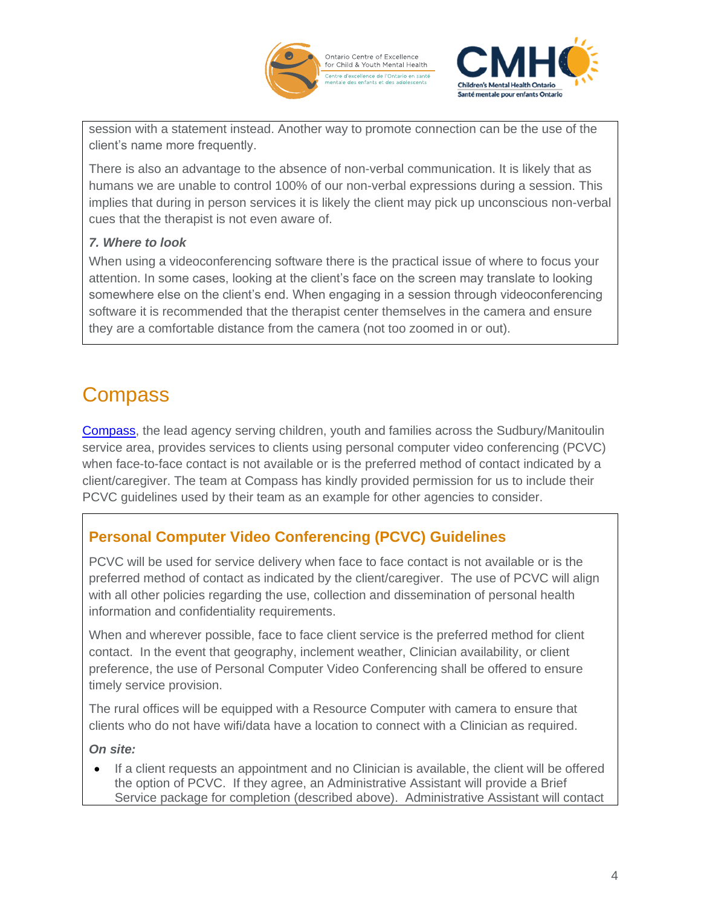session with a statement instead. Another way to promote connection can be the use of the client's name more frequently.

There is also an advantage to the absence of non-verbal communication. It is likely that as humans we are unable to control 100% of our non-verbal expressions during a session. This implies that during in person services it is likely the client may pick up unconscious non-verbal cues that the therapist is not even aware of.

***7. Where to look***

When using a videoconferencing software there is the practical issue of where to focus your attention. In some cases, looking at the client's face on the screen may translate to looking somewhere else on the client's end. When engaging in a session through videoconferencing software it is recommended that the therapist center themselves in the camera and ensure they are a comfortable distance from the camera (not too zoomed in or out).

# Compass

[Compass](), the lead agency serving children, youth and families across the Sudbury/Manitoulin service area, provides services to clients using personal computer video conferencing (PCVC) when face-to-face contact is not available or is the preferred method of contact indicated by a client/caregiver. The team at Compass has kindly provided permission for us to include their PCVC guidelines used by their team as an example for other agencies to consider.

## Personal Computer Video Conferencing (PCVC) Guidelines

PCVC will be used for service delivery when face to face contact is not available or is the preferred method of contact as indicated by the client/caregiver. The use of PCVC will align with all other policies regarding the use, collection and dissemination of personal health information and confidentiality requirements.

When and wherever possible, face to face client service is the preferred method for client contact. In the event that geography, inclement weather, Clinician availability, or client preference, the use of Personal Computer Video Conferencing shall be offered to ensure timely service provision.

The rural offices will be equipped with a Resource Computer with camera to ensure that clients who do not have wifi/data have a location to connect with a Clinician as required.

***On site:***

- If a client requests an appointment and no Clinician is available, the client will be offered the option of PCVC. If they agree, an Administrative Assistant will provide a Brief Service package for completion (described above). Administrative Assistant will contact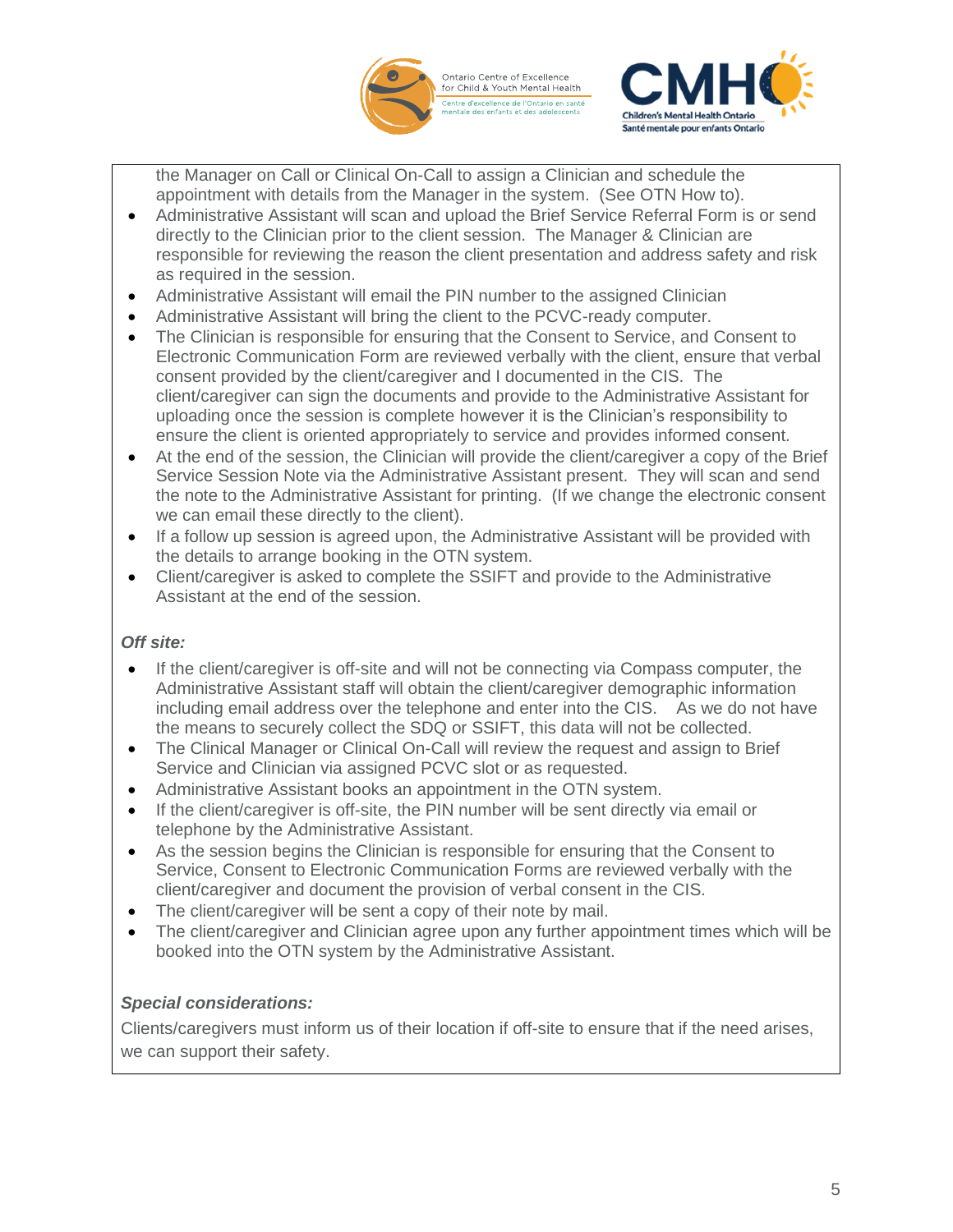the Manager on Call or Clinical On-Call to assign a Clinician and schedule the appointment with details from the Manager in the system. (See OTN How to).

- Administrative Assistant will scan and upload the Brief Service Referral Form is or send directly to the Clinician prior to the client session. The Manager & Clinician are responsible for reviewing the reason the client presentation and address safety and risk as required in the session.
- Administrative Assistant will email the PIN number to the assigned Clinician
- Administrative Assistant will bring the client to the PCVC-ready computer.
- The Clinician is responsible for ensuring that the Consent to Service, and Consent to Electronic Communication Form are reviewed verbally with the client, ensure that verbal consent provided by the client/caregiver and I documented in the CIS. The client/caregiver can sign the documents and provide to the Administrative Assistant for uploading once the session is complete however it is the Clinician's responsibility to ensure the client is oriented appropriately to service and provides informed consent.
- At the end of the session, the Clinician will provide the client/caregiver a copy of the Brief Service Session Note via the Administrative Assistant present. They will scan and send the note to the Administrative Assistant for printing. (If we change the electronic consent we can email these directly to the client).
- If a follow up session is agreed upon, the Administrative Assistant will be provided with the details to arrange booking in the OTN system.
- Client/caregiver is asked to complete the SSIFT and provide to the Administrative Assistant at the end of the session.

***Off site:***

- If the client/caregiver is off-site and will not be connecting via Compass computer, the Administrative Assistant staff will obtain the client/caregiver demographic information including email address over the telephone and enter into the CIS. As we do not have the means to securely collect the SDQ or SSIFT, this data will not be collected.
- The Clinical Manager or Clinical On-Call will review the request and assign to Brief Service and Clinician via assigned PCVC slot or as requested.
- Administrative Assistant books an appointment in the OTN system.
- If the client/caregiver is off-site, the PIN number will be sent directly via email or telephone by the Administrative Assistant.
- As the session begins the Clinician is responsible for ensuring that the Consent to Service, Consent to Electronic Communication Forms are reviewed verbally with the client/caregiver and document the provision of verbal consent in the CIS.
- The client/caregiver will be sent a copy of their note by mail.
- The client/caregiver and Clinician agree upon any further appointment times which will be booked into the OTN system by the Administrative Assistant.

***Special considerations:***

Clients/caregivers must inform us of their location if off-site to ensure that if the need arises, we can support their safety.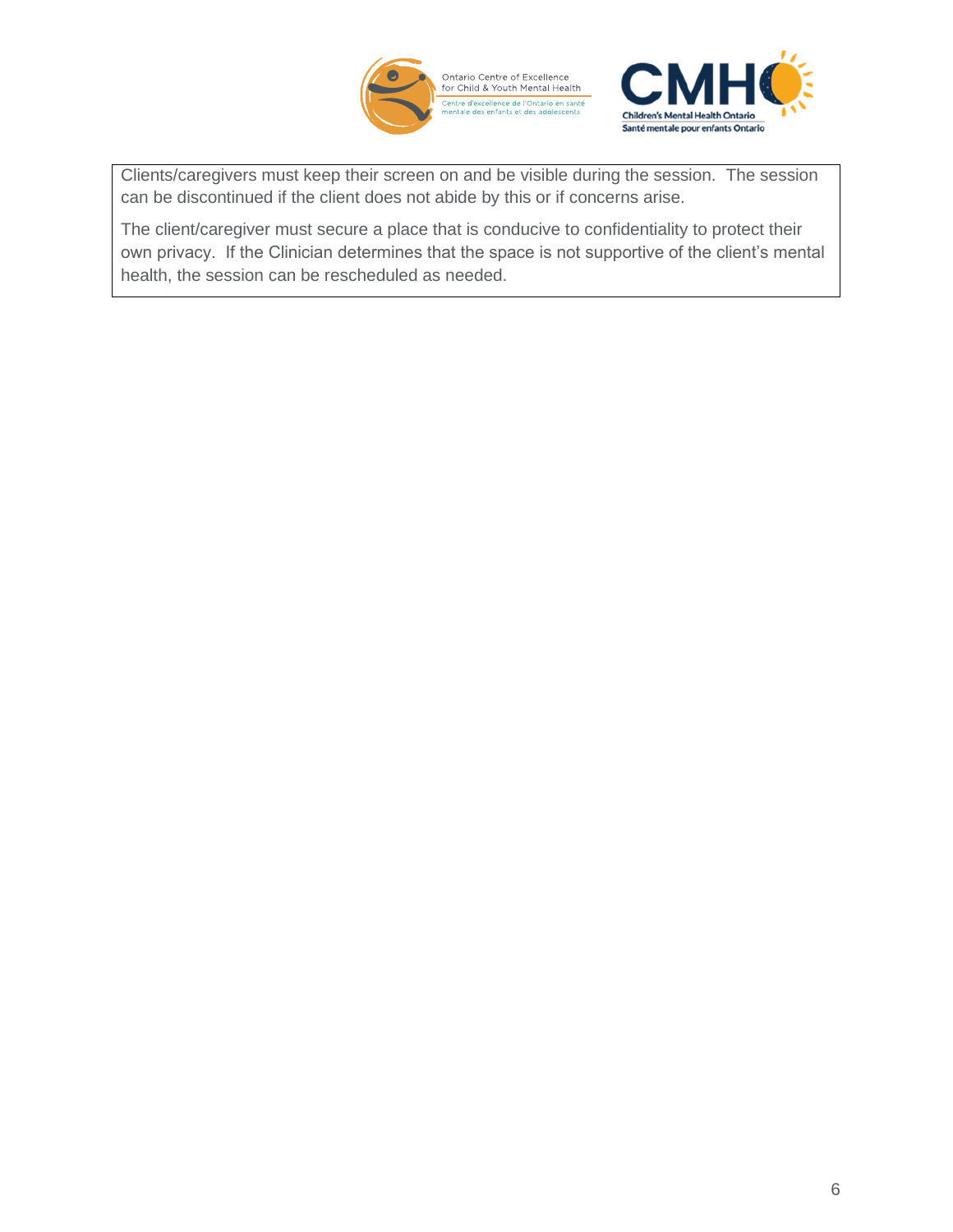Clients/caregivers must keep their screen on and be visible during the session. The session can be discontinued if the client does not abide by this or if concerns arise.

The client/caregiver must secure a place that is conducive to confidentiality to protect their own privacy. If the Clinician determines that the space is not supportive of the client's mental health, the session can be rescheduled as needed.